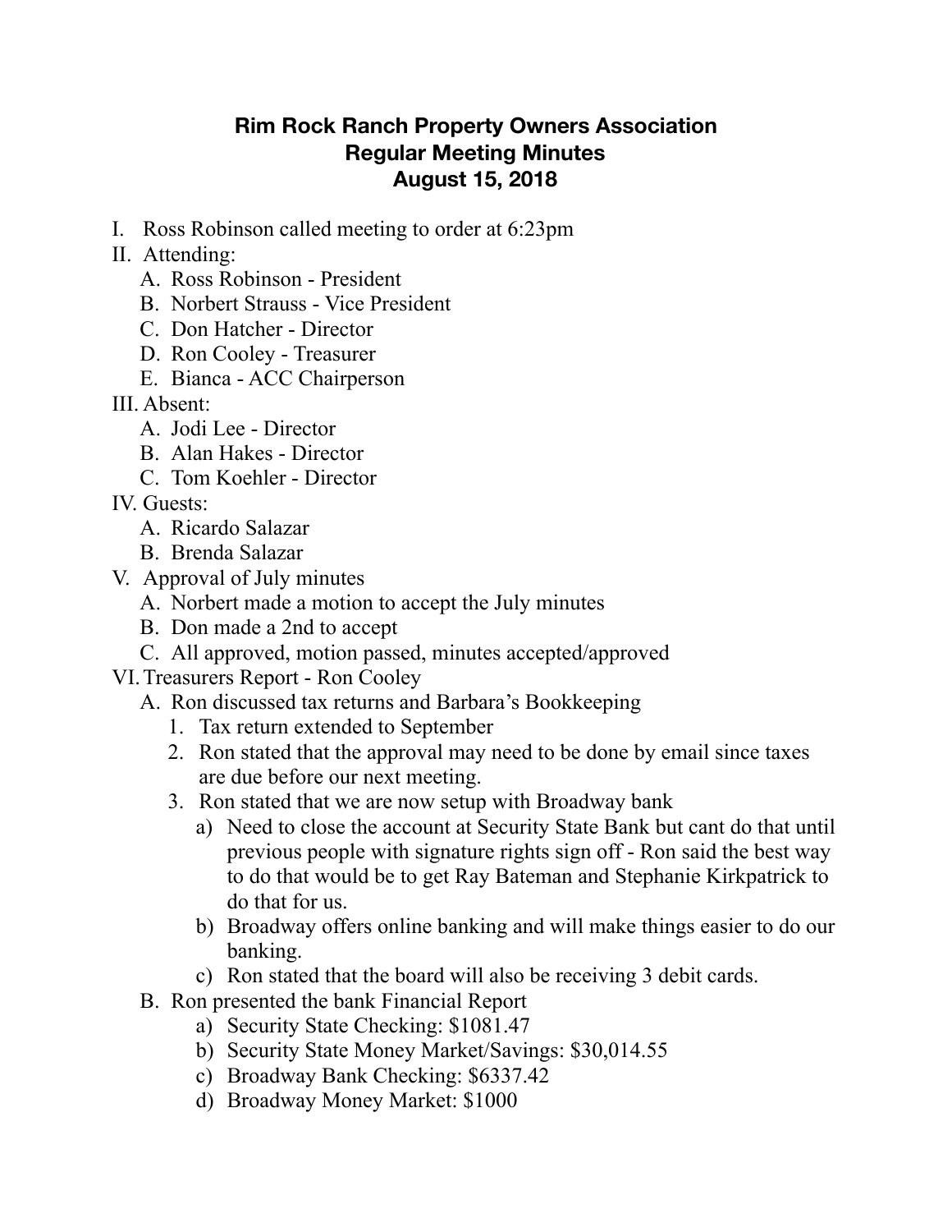# Rim Rock Ranch Property Owners Association
## Regular Meeting Minutes
## August 15, 2018

I. Ross Robinson called meeting to order at 6:23pm

II. Attending:
   - A. Ross Robinson - President
   - B. Norbert Strauss - Vice President
   - C. Don Hatcher - Director
   - D. Ron Cooley - Treasurer
   - E. Bianca - ACC Chairperson

III. Absent:
   - A. Jodi Lee - Director
   - B. Alan Hakes - Director
   - C. Tom Koehler - Director

IV. Guests:
   - A. Ricardo Salazar
   - B. Brenda Salazar

V. Approval of July minutes
   - A. Norbert made a motion to accept the July minutes
   - B. Don made a 2nd to accept
   - C. All approved, motion passed, minutes accepted/approved

VI. Treasurers Report - Ron Cooley
   - A. Ron discussed tax returns and Barbara's Bookkeeping
     1. Tax return extended to September
     2. Ron stated that the approval may need to be done by email since taxes are due before our next meeting.
     3. Ron stated that we are now setup with Broadway bank
        - a) Need to close the account at Security State Bank but cant do that until previous people with signature rights sign off - Ron said the best way to do that would be to get Ray Bateman and Stephanie Kirkpatrick to do that for us.
        - b) Broadway offers online banking and will make things easier to do our banking.
        - c) Ron stated that the board will also be receiving 3 debit cards.
   - B. Ron presented the bank Financial Report
        - a) Security State Checking: $1081.47
        - b) Security State Money Market/Savings: $30,014.55
        - c) Broadway Bank Checking: $6337.42
        - d) Broadway Money Market: $1000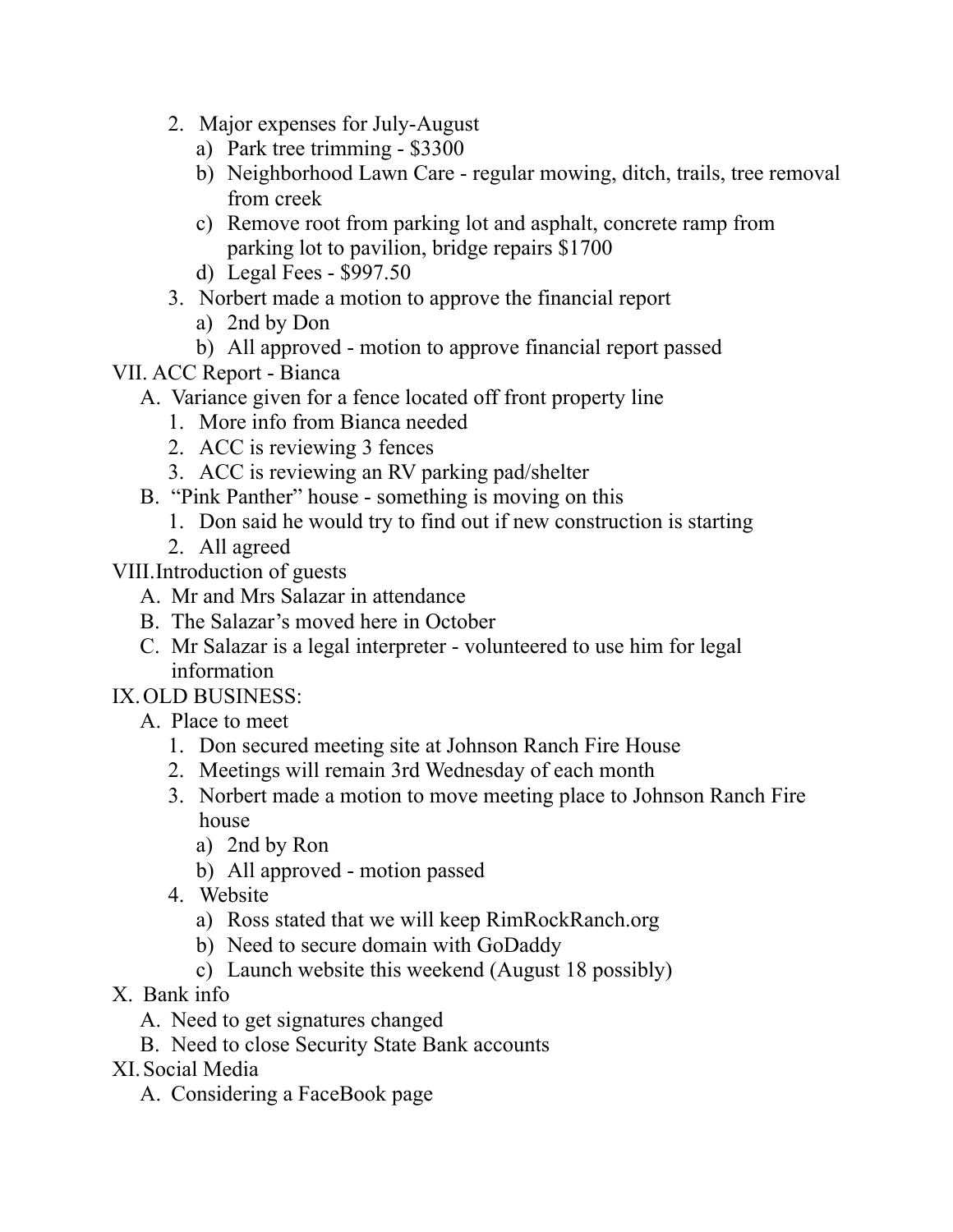2. Major expenses for July-August
    a) Park tree trimming - $3300
    b) Neighborhood Lawn Care - regular mowing, ditch, trails, tree removal from creek
    c) Remove root from parking lot and asphalt, concrete ramp from parking lot to pavilion, bridge repairs $1700
    d) Legal Fees - $997.50
3. Norbert made a motion to approve the financial report
    a) 2nd by Don
    b) All approved - motion to approve financial report passed

VII. ACC Report - Bianca

A. Variance given for a fence located off front property line
    1. More info from Bianca needed
    2. ACC is reviewing 3 fences
    3. ACC is reviewing an RV parking pad/shelter

B. "Pink Panther" house - something is moving on this
    1. Don said he would try to find out if new construction is starting
    2. All agreed

VIII. Introduction of guests

A. Mr and Mrs Salazar in attendance

B. The Salazar's moved here in October

C. Mr Salazar is a legal interpreter - volunteered to use him for legal information

IX. OLD BUSINESS:

A. Place to meet
    1. Don secured meeting site at Johnson Ranch Fire House
    2. Meetings will remain 3rd Wednesday of each month
    3. Norbert made a motion to move meeting place to Johnson Ranch Fire house
        a) 2nd by Ron
        b) All approved - motion passed
    4. Website
        a) Ross stated that we will keep RimRockRanch.org
        b) Need to secure domain with GoDaddy
        c) Launch website this weekend (August 18 possibly)

X. Bank info

A. Need to get signatures changed

B. Need to close Security State Bank accounts

XI. Social Media

A. Considering a FaceBook page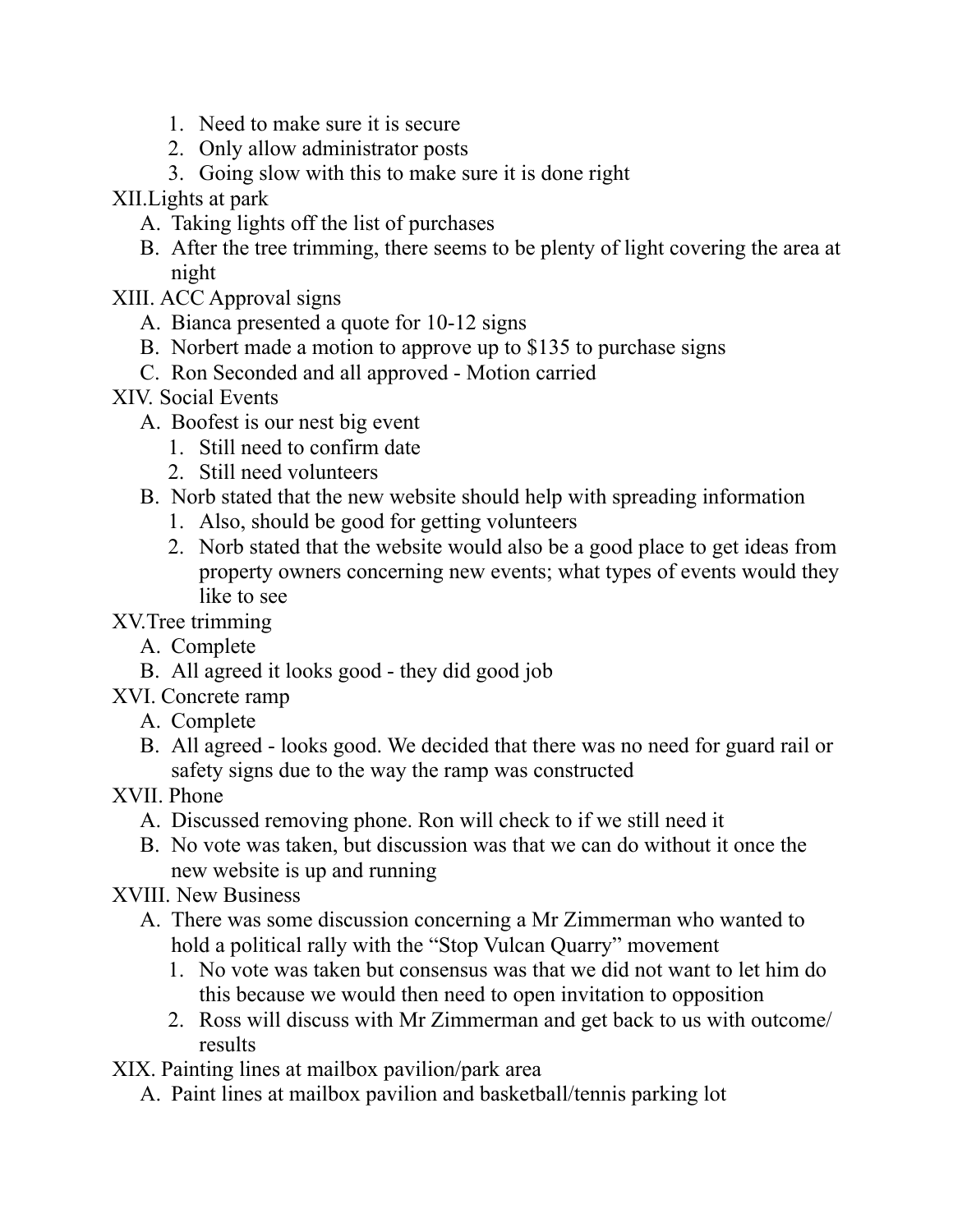1. Need to make sure it is secure
2. Only allow administrator posts
3. Going slow with this to make sure it is done right

XII.Lights at park

A. Taking lights off the list of purchases
B. After the tree trimming, there seems to be plenty of light covering the area at night

XIII. ACC Approval signs

A. Bianca presented a quote for 10-12 signs
B. Norbert made a motion to approve up to $135 to purchase signs
C. Ron Seconded and all approved - Motion carried

XIV. Social Events

A. Boofest is our nest big event
   1. Still need to confirm date
   2. Still need volunteers
B. Norb stated that the new website should help with spreading information
   1. Also, should be good for getting volunteers
   2. Norb stated that the website would also be a good place to get ideas from property owners concerning new events; what types of events would they like to see

XV.Tree trimming

A. Complete
B. All agreed it looks good - they did good job

XVI. Concrete ramp

A. Complete
B. All agreed - looks good. We decided that there was no need for guard rail or safety signs due to the way the ramp was constructed

XVII. Phone

A. Discussed removing phone. Ron will check to if we still need it
B. No vote was taken, but discussion was that we can do without it once the new website is up and running

XVIII. New Business

A. There was some discussion concerning a Mr Zimmerman who wanted to hold a political rally with the "Stop Vulcan Quarry" movement
   1. No vote was taken but consensus was that we did not want to let him do this because we would then need to open invitation to opposition
   2. Ross will discuss with Mr Zimmerman and get back to us with outcome/ results

XIX. Painting lines at mailbox pavilion/park area

A. Paint lines at mailbox pavilion and basketball/tennis parking lot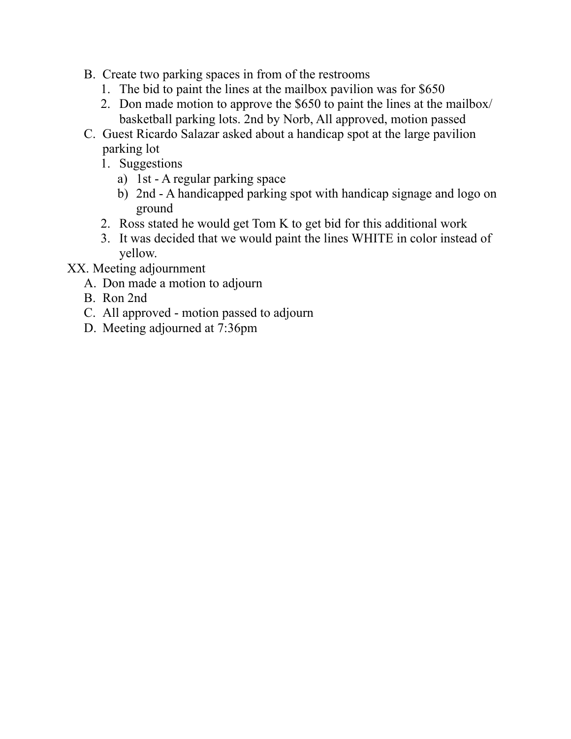B. Create two parking spaces in from of the restrooms
    1. The bid to paint the lines at the mailbox pavilion was for $650
    2. Don made motion to approve the $650 to paint the lines at the mailbox/ basketball parking lots. 2nd by Norb, All approved, motion passed

C. Guest Ricardo Salazar asked about a handicap spot at the large pavilion parking lot
    1. Suggestions
        a) 1st - A regular parking space
        b) 2nd - A handicapped parking spot with handicap signage and logo on ground
    2. Ross stated he would get Tom K to get bid for this additional work
    3. It was decided that we would paint the lines WHITE in color instead of yellow.

XX. Meeting adjournment

A. Don made a motion to adjourn

B. Ron 2nd

C. All approved - motion passed to adjourn

D. Meeting adjourned at 7:36pm